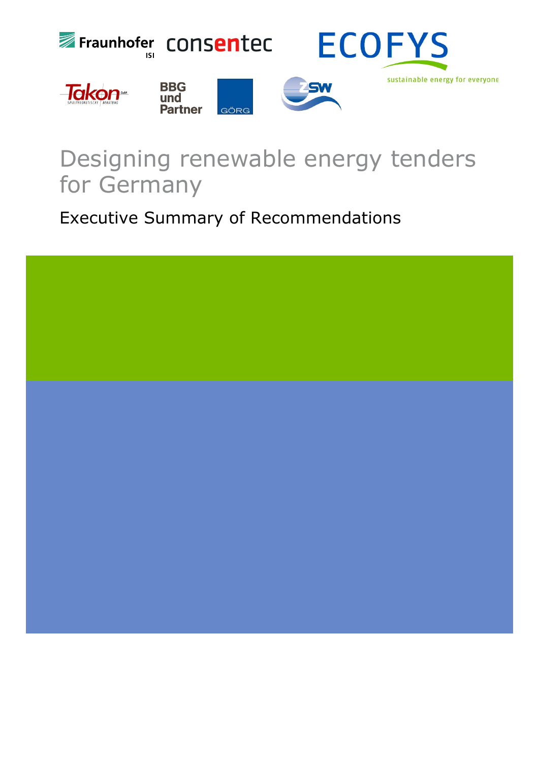Fraunhofer ISI consentec ECOFYS sustainable energy for everyone

Takon BBG und Partner GÖRG ZSW

# Designing renewable energy tenders for Germany

## Executive Summary of Recommendations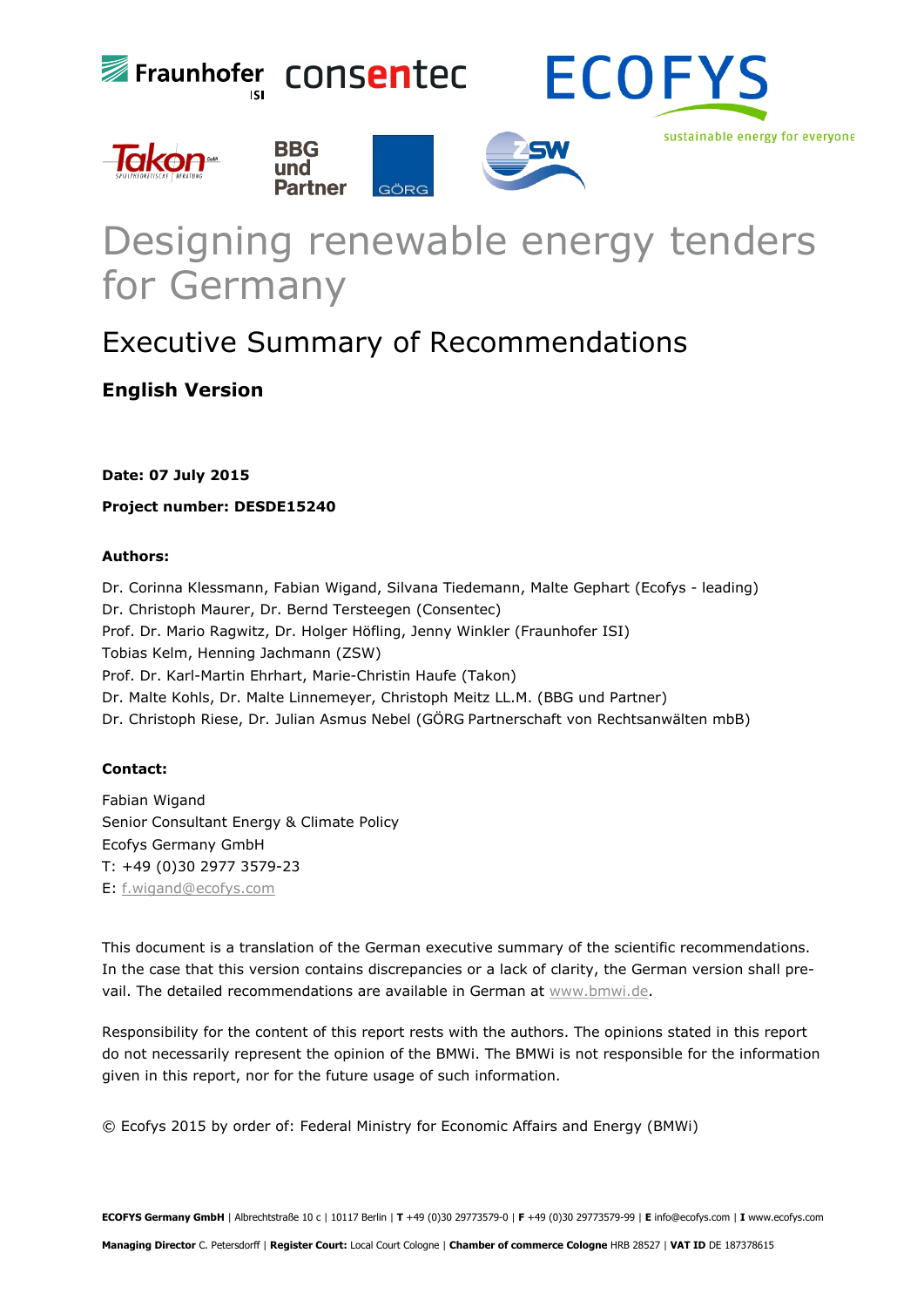# Designing renewable energy tenders for Germany

## Executive Summary of Recommendations

### English Version

**Date: 07 July 2015**

**Project number: DESDE15240**

**Authors:**

Dr. Corinna Klessmann, Fabian Wigand, Silvana Tiedemann, Malte Gephart (Ecofys - leading)
Dr. Christoph Maurer, Dr. Bernd Tersteegen (Consentec)
Prof. Dr. Mario Ragwitz, Dr. Holger Höfling, Jenny Winkler (Fraunhofer ISI)
Tobias Kelm, Henning Jachmann (ZSW)
Prof. Dr. Karl-Martin Ehrhart, Marie-Christin Haufe (Takon)
Dr. Malte Kohls, Dr. Malte Linnemeyer, Christoph Meitz LL.M. (BBG und Partner)
Dr. Christoph Riese, Dr. Julian Asmus Nebel (GÖRG Partnerschaft von Rechtsanwälten mbB)

**Contact:**

Fabian Wigand
Senior Consultant Energy & Climate Policy
Ecofys Germany GmbH
T: +49 (0)30 2977 3579-23
E: f.wigand@ecofys.com

This document is a translation of the German executive summary of the scientific recommendations. In the case that this version contains discrepancies or a lack of clarity, the German version shall prevail. The detailed recommendations are available in German at www.bmwi.de.

Responsibility for the content of this report rests with the authors. The opinions stated in this report do not necessarily represent the opinion of the BMWi. The BMWi is not responsible for the information given in this report, nor for the future usage of such information.

© Ecofys 2015 by order of: Federal Ministry for Economic Affairs and Energy (BMWi)

**ECOFYS Germany GmbH** | Albrechtstraße 10 c | 10117 Berlin | **T** +49 (0)30 29773579-0 | **F** +49 (0)30 29773579-99 | **E** info@ecofys.com | **I** www.ecofys.com

**Managing Director** C. Petersdorff | **Register Court:** Local Court Cologne | **Chamber of commerce Cologne** HRB 28527 | **VAT ID** DE 187378615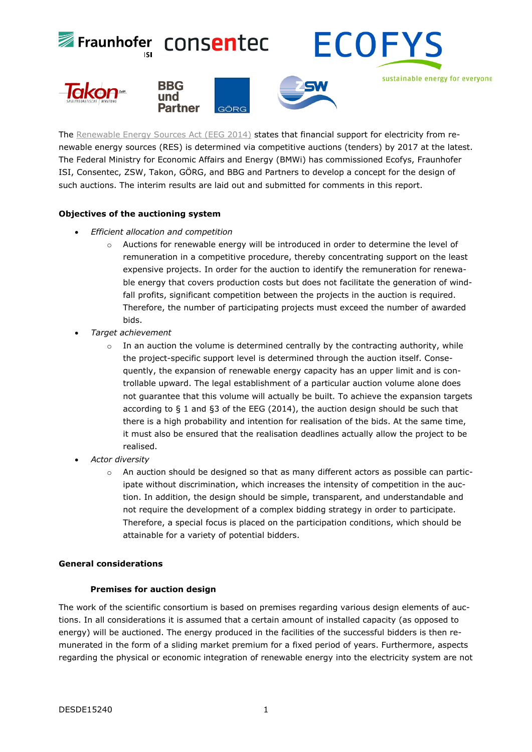The Renewable Energy Sources Act (EEG 2014) states that financial support for electricity from renewable energy sources (RES) is determined via competitive auctions (tenders) by 2017 at the latest. The Federal Ministry for Economic Affairs and Energy (BMWi) has commissioned Ecofys, Fraunhofer ISI, Consentec, ZSW, Takon, GÖRG, and BBG and Partners to develop a concept for the design of such auctions. The interim results are laid out and submitted for comments in this report.

**Objectives of the auctioning system**

- *Efficient allocation and competition*
    - Auctions for renewable energy will be introduced in order to determine the level of remuneration in a competitive procedure, thereby concentrating support on the least expensive projects. In order for the auction to identify the remuneration for renewable energy that covers production costs but does not facilitate the generation of windfall profits, significant competition between the projects in the auction is required. Therefore, the number of participating projects must exceed the number of awarded bids.
- *Target achievement*
    - In an auction the volume is determined centrally by the contracting authority, while the project-specific support level is determined through the auction itself. Consequently, the expansion of renewable energy capacity has an upper limit and is controllable upward. The legal establishment of a particular auction volume alone does not guarantee that this volume will actually be built. To achieve the expansion targets according to § 1 and §3 of the EEG (2014), the auction design should be such that there is a high probability and intention for realisation of the bids. At the same time, it must also be ensured that the realisation deadlines actually allow the project to be realised.
- *Actor diversity*
    - An auction should be designed so that as many different actors as possible can participate without discrimination, which increases the intensity of competition in the auction. In addition, the design should be simple, transparent, and understandable and not require the development of a complex bidding strategy in order to participate. Therefore, a special focus is placed on the participation conditions, which should be attainable for a variety of potential bidders.

**General considerations**

**Premises for auction design**

The work of the scientific consortium is based on premises regarding various design elements of auctions. In all considerations it is assumed that a certain amount of installed capacity (as opposed to energy) will be auctioned. The energy produced in the facilities of the successful bidders is then remunerated in the form of a sliding market premium for a fixed period of years. Furthermore, aspects regarding the physical or economic integration of renewable energy into the electricity system are not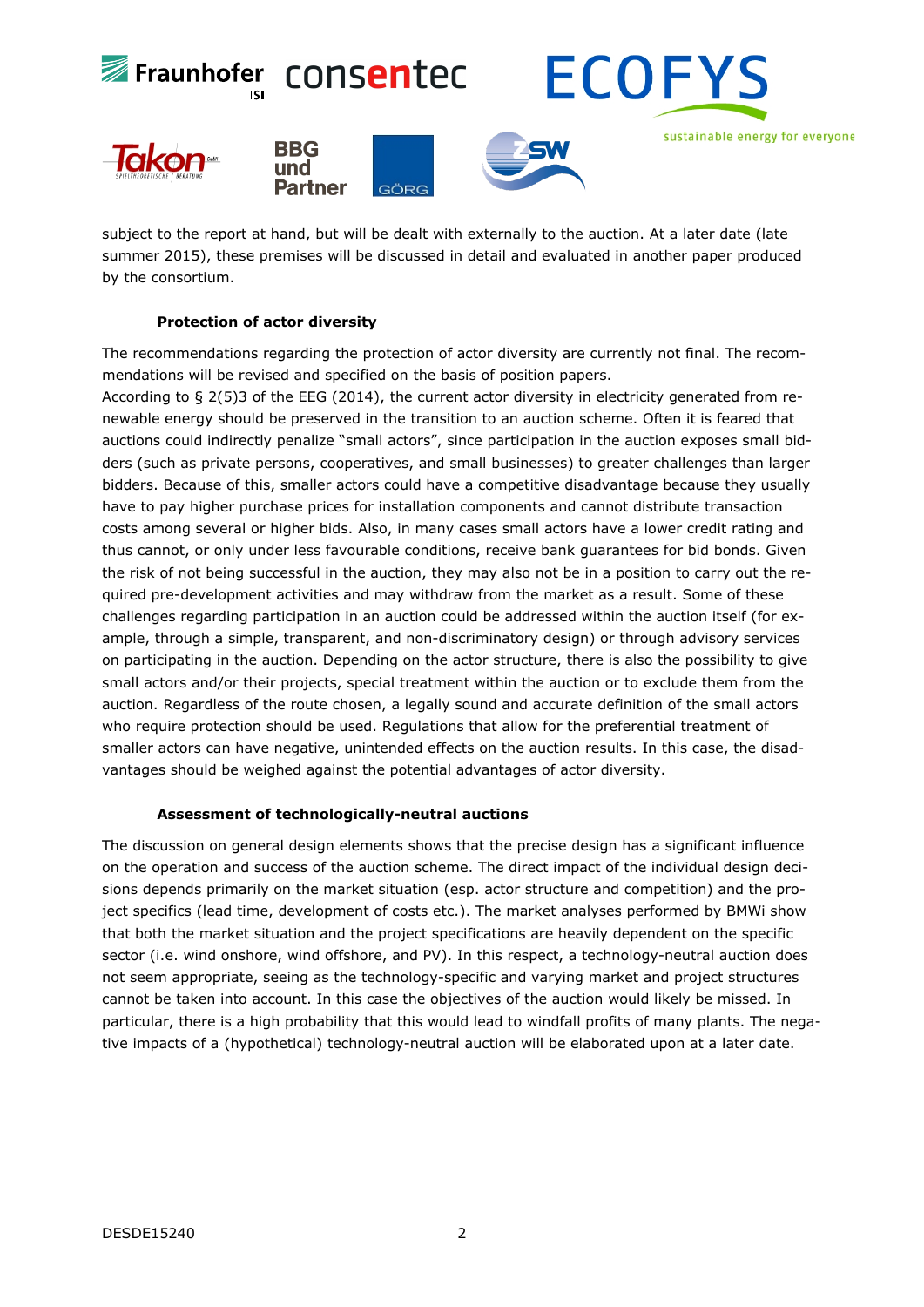subject to the report at hand, but will be dealt with externally to the auction. At a later date (late summer 2015), these premises will be discussed in detail and evaluated in another paper produced by the consortium.

### Protection of actor diversity

The recommendations regarding the protection of actor diversity are currently not final. The recommendations will be revised and specified on the basis of position papers.
According to § 2(5)3 of the EEG (2014), the current actor diversity in electricity generated from renewable energy should be preserved in the transition to an auction scheme. Often it is feared that auctions could indirectly penalize "small actors", since participation in the auction exposes small bidders (such as private persons, cooperatives, and small businesses) to greater challenges than larger bidders. Because of this, smaller actors could have a competitive disadvantage because they usually have to pay higher purchase prices for installation components and cannot distribute transaction costs among several or higher bids. Also, in many cases small actors have a lower credit rating and thus cannot, or only under less favourable conditions, receive bank guarantees for bid bonds. Given the risk of not being successful in the auction, they may also not be in a position to carry out the required pre-development activities and may withdraw from the market as a result. Some of these challenges regarding participation in an auction could be addressed within the auction itself (for example, through a simple, transparent, and non-discriminatory design) or through advisory services on participating in the auction. Depending on the actor structure, there is also the possibility to give small actors and/or their projects, special treatment within the auction or to exclude them from the auction. Regardless of the route chosen, a legally sound and accurate definition of the small actors who require protection should be used. Regulations that allow for the preferential treatment of smaller actors can have negative, unintended effects on the auction results. In this case, the disadvantages should be weighed against the potential advantages of actor diversity.

### Assessment of technologically-neutral auctions

The discussion on general design elements shows that the precise design has a significant influence on the operation and success of the auction scheme. The direct impact of the individual design decisions depends primarily on the market situation (esp. actor structure and competition) and the project specifics (lead time, development of costs etc.). The market analyses performed by BMWi show that both the market situation and the project specifications are heavily dependent on the specific sector (i.e. wind onshore, wind offshore, and PV). In this respect, a technology-neutral auction does not seem appropriate, seeing as the technology-specific and varying market and project structures cannot be taken into account. In this case the objectives of the auction would likely be missed. In particular, there is a high probability that this would lead to windfall profits of many plants. The negative impacts of a (hypothetical) technology-neutral auction will be elaborated upon at a later date.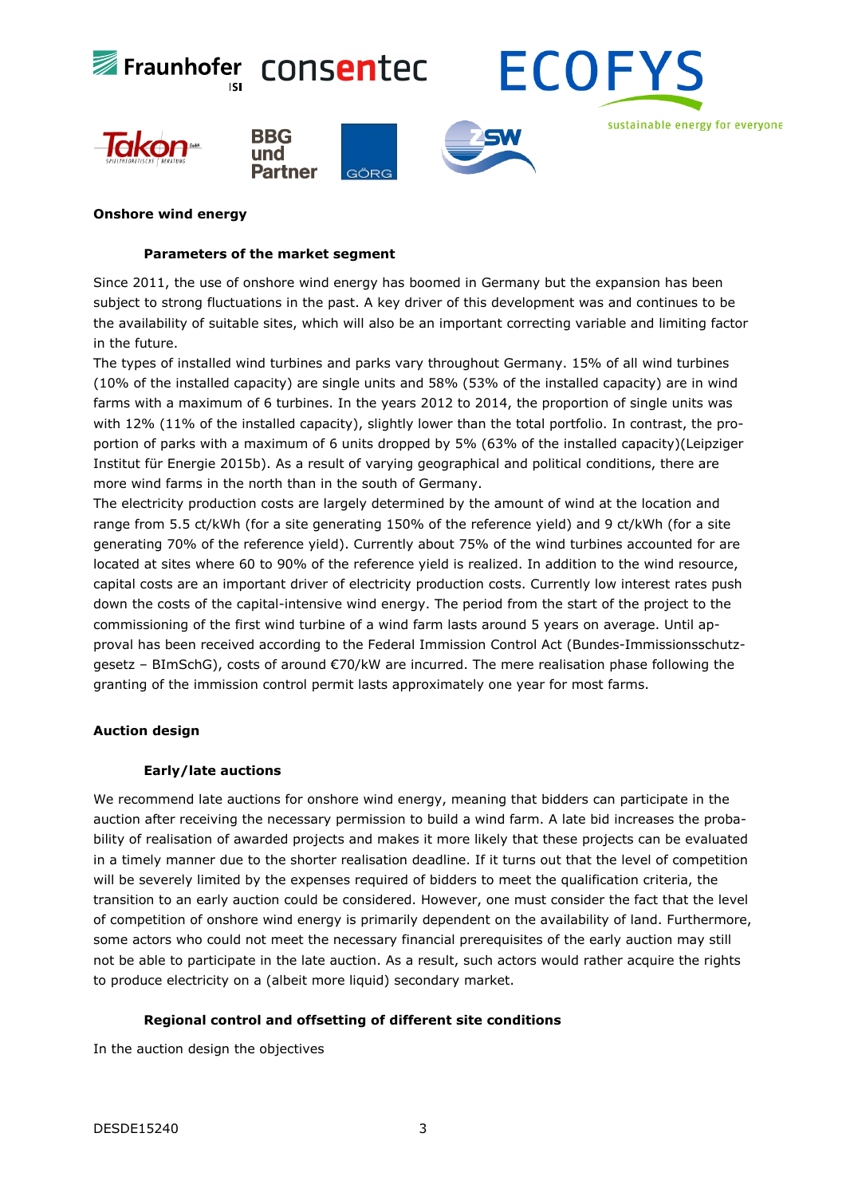**Onshore wind energy**

**Parameters of the market segment**

Since 2011, the use of onshore wind energy has boomed in Germany but the expansion has been subject to strong fluctuations in the past. A key driver of this development was and continues to be the availability of suitable sites, which will also be an important correcting variable and limiting factor in the future.

The types of installed wind turbines and parks vary throughout Germany. 15% of all wind turbines (10% of the installed capacity) are single units and 58% (53% of the installed capacity) are in wind farms with a maximum of 6 turbines. In the years 2012 to 2014, the proportion of single units was with 12% (11% of the installed capacity), slightly lower than the total portfolio. In contrast, the proportion of parks with a maximum of 6 units dropped by 5% (63% of the installed capacity)(Leipziger Institut für Energie 2015b). As a result of varying geographical and political conditions, there are more wind farms in the north than in the south of Germany.

The electricity production costs are largely determined by the amount of wind at the location and range from 5.5 ct/kWh (for a site generating 150% of the reference yield) and 9 ct/kWh (for a site generating 70% of the reference yield). Currently about 75% of the wind turbines accounted for are located at sites where 60 to 90% of the reference yield is realized. In addition to the wind resource, capital costs are an important driver of electricity production costs. Currently low interest rates push down the costs of the capital-intensive wind energy. The period from the start of the project to the commissioning of the first wind turbine of a wind farm lasts around 5 years on average. Until approval has been received according to the Federal Immission Control Act (Bundes-Immissionsschutzgesetz – BImSchG), costs of around €70/kW are incurred. The mere realisation phase following the granting of the immission control permit lasts approximately one year for most farms.

**Auction design**

**Early/late auctions**

We recommend late auctions for onshore wind energy, meaning that bidders can participate in the auction after receiving the necessary permission to build a wind farm. A late bid increases the probability of realisation of awarded projects and makes it more likely that these projects can be evaluated in a timely manner due to the shorter realisation deadline. If it turns out that the level of competition will be severely limited by the expenses required of bidders to meet the qualification criteria, the transition to an early auction could be considered. However, one must consider the fact that the level of competition of onshore wind energy is primarily dependent on the availability of land. Furthermore, some actors who could not meet the necessary financial prerequisites of the early auction may still not be able to participate in the late auction. As a result, such actors would rather acquire the rights to produce electricity on a (albeit more liquid) secondary market.

**Regional control and offsetting of different site conditions**

In the auction design the objectives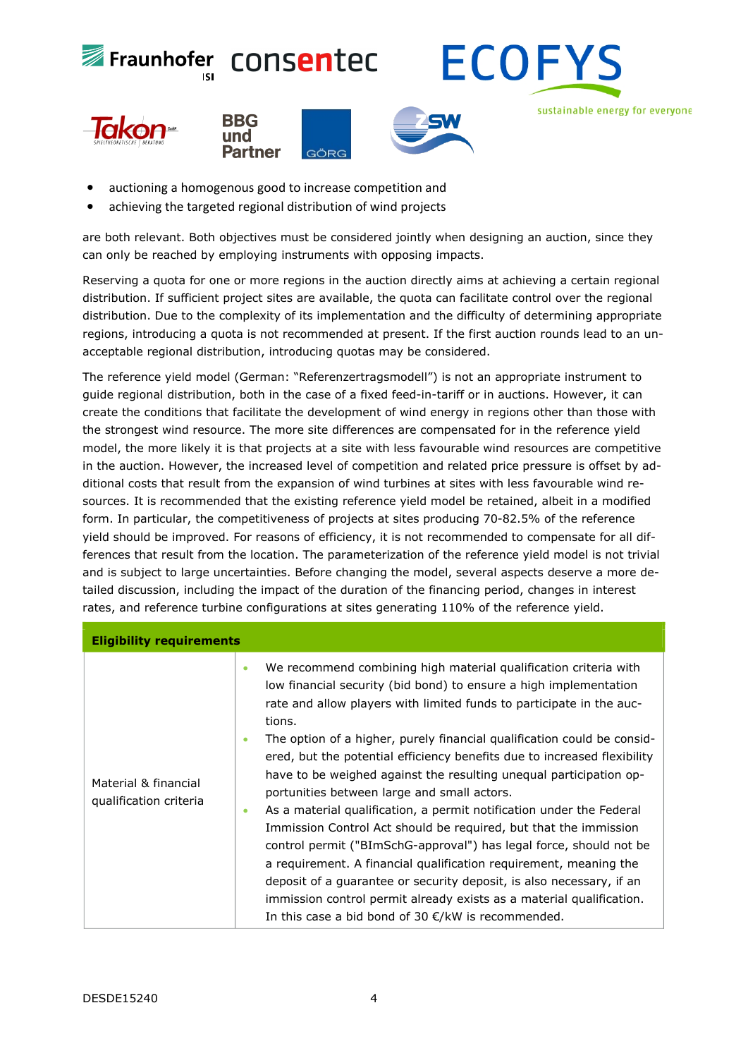- auctioning a homogenous good to increase competition and
- achieving the targeted regional distribution of wind projects

are both relevant. Both objectives must be considered jointly when designing an auction, since they can only be reached by employing instruments with opposing impacts.

Reserving a quota for one or more regions in the auction directly aims at achieving a certain regional distribution. If sufficient project sites are available, the quota can facilitate control over the regional distribution. Due to the complexity of its implementation and the difficulty of determining appropriate regions, introducing a quota is not recommended at present. If the first auction rounds lead to an unacceptable regional distribution, introducing quotas may be considered.

The reference yield model (German: "Referenzertragsmodell") is not an appropriate instrument to guide regional distribution, both in the case of a fixed feed-in-tariff or in auctions. However, it can create the conditions that facilitate the development of wind energy in regions other than those with the strongest wind resource. The more site differences are compensated for in the reference yield model, the more likely it is that projects at a site with less favourable wind resources are competitive in the auction. However, the increased level of competition and related price pressure is offset by additional costs that result from the expansion of wind turbines at sites with less favourable wind resources. It is recommended that the existing reference yield model be retained, albeit in a modified form. In particular, the competitiveness of projects at sites producing 70-82.5% of the reference yield should be improved. For reasons of efficiency, it is not recommended to compensate for all differences that result from the location. The parameterization of the reference yield model is not trivial and is subject to large uncertainties. Before changing the model, several aspects deserve a more detailed discussion, including the impact of the duration of the financing period, changes in interest rates, and reference turbine configurations at sites generating 110% of the reference yield.

| **Eligibility requirements** | |
|---|---|
| Material & financial qualification criteria | • We recommend combining high material qualification criteria with low financial security (bid bond) to ensure a high implementation rate and allow players with limited funds to participate in the auctions.<br>• The option of a higher, purely financial qualification could be considered, but the potential efficiency benefits due to increased flexibility have to be weighed against the resulting unequal participation opportunities between large and small actors.<br>• As a material qualification, a permit notification under the Federal Immission Control Act should be required, but that the immission control permit ("BImSchG-approval") has legal force, should not be a requirement. A financial qualification requirement, meaning the deposit of a guarantee or security deposit, is also necessary, if an immission control permit already exists as a material qualification. In this case a bid bond of 30 €/kW is recommended. |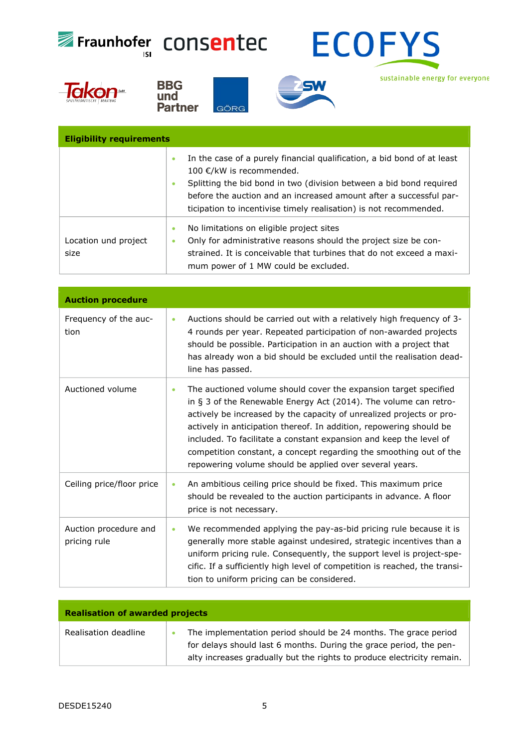| Eligibility requirements | |
| --- | --- |
| | • In the case of a purely financial qualification, a bid bond of at least 100 €/kW is recommended.<br>• Splitting the bid bond in two (division between a bid bond required before the auction and an increased amount after a successful participation to incentivise timely realisation) is not recommended. |
| Location und project size | • No limitations on eligible project sites<br>• Only for administrative reasons should the project size be constrained. It is conceivable that turbines that do not exceed a maximum power of 1 MW could be excluded. |

| Auction procedure | |
| --- | --- |
| Frequency of the auction | • Auctions should be carried out with a relatively high frequency of 3-4 rounds per year. Repeated participation of non-awarded projects should be possible. Participation in an auction with a project that has already won a bid should be excluded until the realisation deadline has passed. |
| Auctioned volume | • The auctioned volume should cover the expansion target specified in § 3 of the Renewable Energy Act (2014). The volume can retroactively be increased by the capacity of unrealized projects or proactively in anticipation thereof. In addition, repowering should be included. To facilitate a constant expansion and keep the level of competition constant, a concept regarding the smoothing out of the repowering volume should be applied over several years. |
| Ceiling price/floor price | • An ambitious ceiling price should be fixed. This maximum price should be revealed to the auction participants in advance. A floor price is not necessary. |
| Auction procedure and pricing rule | • We recommended applying the pay-as-bid pricing rule because it is generally more stable against undesired, strategic incentives than a uniform pricing rule. Consequently, the support level is project-specific. If a sufficiently high level of competition is reached, the transition to uniform pricing can be considered. |

| Realisation of awarded projects | |
| --- | --- |
| Realisation deadline | • The implementation period should be 24 months. The grace period for delays should last 6 months. During the grace period, the penalty increases gradually but the rights to produce electricity remain. |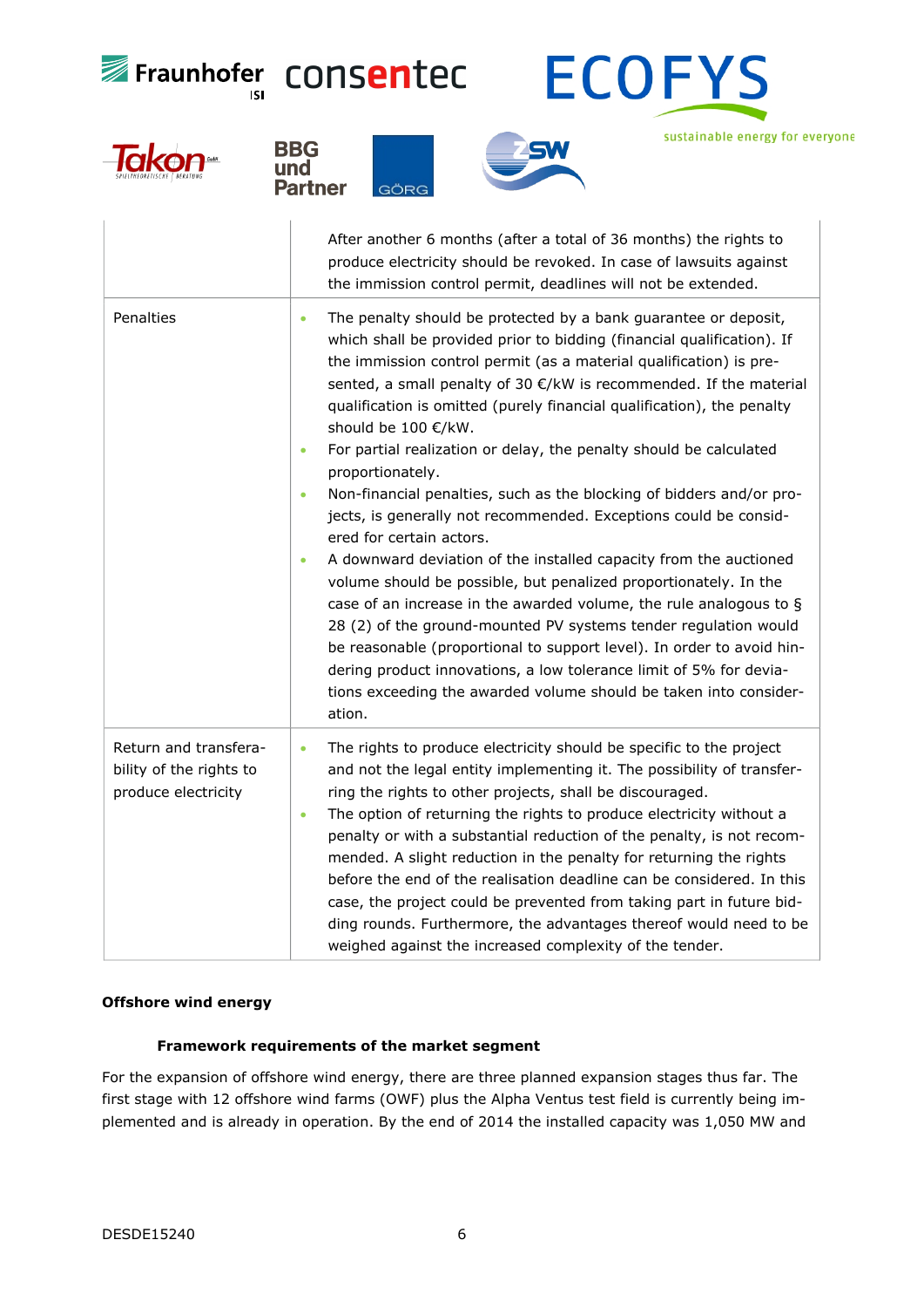| | |
|---|---|
| | After another 6 months (after a total of 36 months) the rights to produce electricity should be revoked. In case of lawsuits against the immission control permit, deadlines will not be extended. |
| Penalties | • The penalty should be protected by a bank guarantee or deposit, which shall be provided prior to bidding (financial qualification). If the immission control permit (as a material qualification) is presented, a small penalty of 30 €/kW is recommended. If the material qualification is omitted (purely financial qualification), the penalty should be 100 €/kW.<br>• For partial realization or delay, the penalty should be calculated proportionately.<br>• Non-financial penalties, such as the blocking of bidders and/or projects, is generally not recommended. Exceptions could be considered for certain actors.<br>• A downward deviation of the installed capacity from the auctioned volume should be possible, but penalized proportionately. In the case of an increase in the awarded volume, the rule analogous to § 28 (2) of the ground-mounted PV systems tender regulation would be reasonable (proportional to support level). In order to avoid hindering product innovations, a low tolerance limit of 5% for deviations exceeding the awarded volume should be taken into consideration. |
| Return and transferability of the rights to produce electricity | • The rights to produce electricity should be specific to the project and not the legal entity implementing it. The possibility of transferring the rights to other projects, shall be discouraged.<br>• The option of returning the rights to produce electricity without a penalty or with a substantial reduction of the penalty, is not recommended. A slight reduction in the penalty for returning the rights before the end of the realisation deadline can be considered. In this case, the project could be prevented from taking part in future bidding rounds. Furthermore, the advantages thereof would need to be weighed against the increased complexity of the tender. |

**Offshore wind energy**

**Framework requirements of the market segment**

For the expansion of offshore wind energy, there are three planned expansion stages thus far. The first stage with 12 offshore wind farms (OWF) plus the Alpha Ventus test field is currently being implemented and is already in operation. By the end of 2014 the installed capacity was 1,050 MW and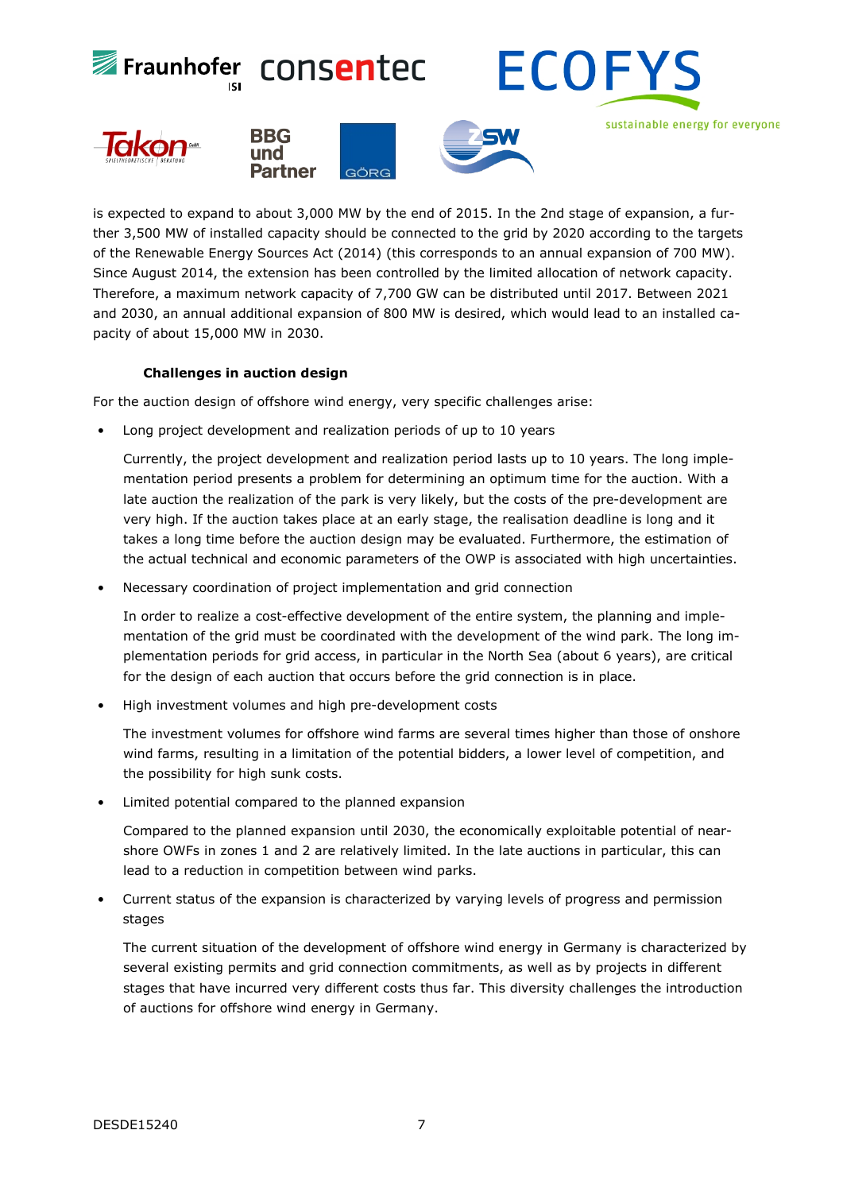is expected to expand to about 3,000 MW by the end of 2015. In the 2nd stage of expansion, a further 3,500 MW of installed capacity should be connected to the grid by 2020 according to the targets of the Renewable Energy Sources Act (2014) (this corresponds to an annual expansion of 700 MW). Since August 2014, the extension has been controlled by the limited allocation of network capacity. Therefore, a maximum network capacity of 7,700 GW can be distributed until 2017. Between 2021 and 2030, an annual additional expansion of 800 MW is desired, which would lead to an installed capacity of about 15,000 MW in 2030.

### Challenges in auction design

For the auction design of offshore wind energy, very specific challenges arise:

- Long project development and realization periods of up to 10 years

  Currently, the project development and realization period lasts up to 10 years. The long implementation period presents a problem for determining an optimum time for the auction. With a late auction the realization of the park is very likely, but the costs of the pre-development are very high. If the auction takes place at an early stage, the realisation deadline is long and it takes a long time before the auction design may be evaluated. Furthermore, the estimation of the actual technical and economic parameters of the OWP is associated with high uncertainties.

- Necessary coordination of project implementation and grid connection

  In order to realize a cost-effective development of the entire system, the planning and implementation of the grid must be coordinated with the development of the wind park. The long implementation periods for grid access, in particular in the North Sea (about 6 years), are critical for the design of each auction that occurs before the grid connection is in place.

- High investment volumes and high pre-development costs

  The investment volumes for offshore wind farms are several times higher than those of onshore wind farms, resulting in a limitation of the potential bidders, a lower level of competition, and the possibility for high sunk costs.

- Limited potential compared to the planned expansion

  Compared to the planned expansion until 2030, the economically exploitable potential of near-shore OWFs in zones 1 and 2 are relatively limited. In the late auctions in particular, this can lead to a reduction in competition between wind parks.

- Current status of the expansion is characterized by varying levels of progress and permission stages

  The current situation of the development of offshore wind energy in Germany is characterized by several existing permits and grid connection commitments, as well as by projects in different stages that have incurred very different costs thus far. This diversity challenges the introduction of auctions for offshore wind energy in Germany.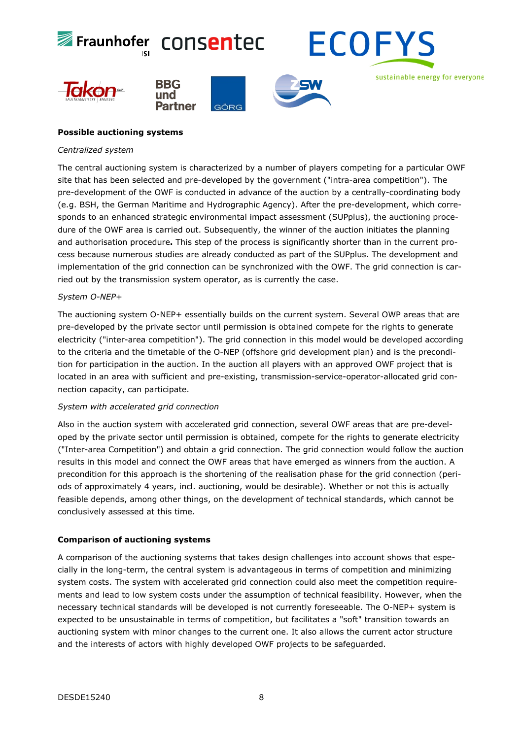**Possible auctioning systems**

*Centralized system*

The central auctioning system is characterized by a number of players competing for a particular OWF site that has been selected and pre-developed by the government ("intra-area competition"). The pre-development of the OWF is conducted in advance of the auction by a centrally-coordinating body (e.g. BSH, the German Maritime and Hydrographic Agency). After the pre-development, which corresponds to an enhanced strategic environmental impact assessment (SUPplus), the auctioning procedure of the OWF area is carried out. Subsequently, the winner of the auction initiates the planning and authorisation procedure**.** This step of the process is significantly shorter than in the current process because numerous studies are already conducted as part of the SUPplus. The development and implementation of the grid connection can be synchronized with the OWF. The grid connection is carried out by the transmission system operator, as is currently the case.

*System O-NEP+*

The auctioning system O-NEP+ essentially builds on the current system. Several OWP areas that are pre-developed by the private sector until permission is obtained compete for the rights to generate electricity ("inter-area competition"). The grid connection in this model would be developed according to the criteria and the timetable of the O-NEP (offshore grid development plan) and is the precondition for participation in the auction. In the auction all players with an approved OWF project that is located in an area with sufficient and pre-existing, transmission-service-operator-allocated grid connection capacity, can participate.

*System with accelerated grid connection*

Also in the auction system with accelerated grid connection, several OWF areas that are pre-developed by the private sector until permission is obtained, compete for the rights to generate electricity ("Inter-area Competition") and obtain a grid connection. The grid connection would follow the auction results in this model and connect the OWF areas that have emerged as winners from the auction. A precondition for this approach is the shortening of the realisation phase for the grid connection (periods of approximately 4 years, incl. auctioning, would be desirable). Whether or not this is actually feasible depends, among other things, on the development of technical standards, which cannot be conclusively assessed at this time.

**Comparison of auctioning systems**

A comparison of the auctioning systems that takes design challenges into account shows that especially in the long-term, the central system is advantageous in terms of competition and minimizing system costs. The system with accelerated grid connection could also meet the competition requirements and lead to low system costs under the assumption of technical feasibility. However, when the necessary technical standards will be developed is not currently foreseeable. The O-NEP+ system is expected to be unsustainable in terms of competition, but facilitates a "soft" transition towards an auctioning system with minor changes to the current one. It also allows the current actor structure and the interests of actors with highly developed OWF projects to be safeguarded.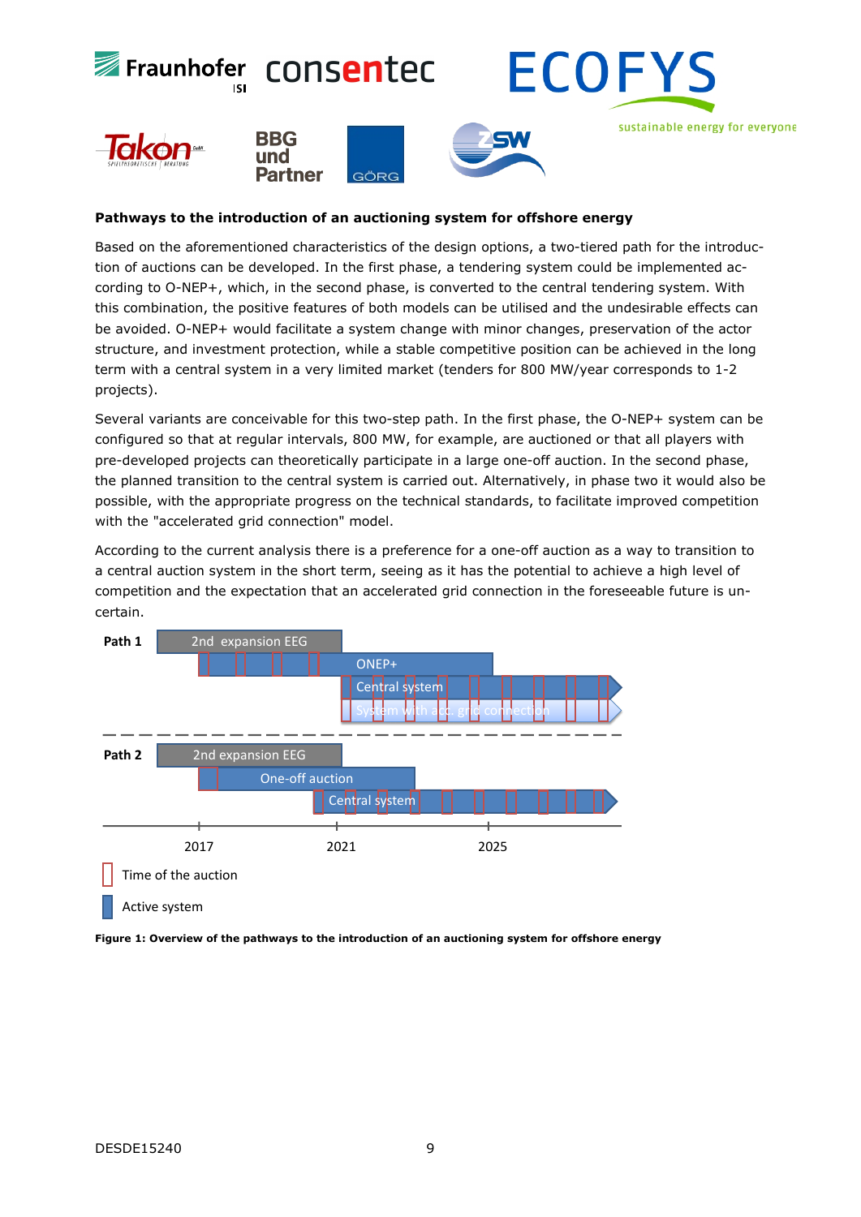**Pathways to the introduction of an auctioning system for offshore energy**

Based on the aforementioned characteristics of the design options, a two-tiered path for the introduction of auctions can be developed. In the first phase, a tendering system could be implemented according to O-NEP+, which, in the second phase, is converted to the central tendering system. With this combination, the positive features of both models can be utilised and the undesirable effects can be avoided. O-NEP+ would facilitate a system change with minor changes, preservation of the actor structure, and investment protection, while a stable competitive position can be achieved in the long term with a central system in a very limited market (tenders for 800 MW/year corresponds to 1-2 projects).

Several variants are conceivable for this two-step path. In the first phase, the O-NEP+ system can be configured so that at regular intervals, 800 MW, for example, are auctioned or that all players with pre-developed projects can theoretically participate in a large one-off auction. In the second phase, the planned transition to the central system is carried out. Alternatively, in phase two it would also be possible, with the appropriate progress on the technical standards, to facilitate improved competition with the "accelerated grid connection" model.

According to the current analysis there is a preference for a one-off auction as a way to transition to a central auction system in the short term, seeing as it has the potential to achieve a high level of competition and the expectation that an accelerated grid connection in the foreseeable future is uncertain.

Path 1: 2nd expansion EEG; ONEP+; Central system; System with acc. grid connection

Path 2: 2nd expansion EEG; One-off auction; Central system

2017 — 2021 — 2025

Time of the auction

Active system

**Figure 1: Overview of the pathways to the introduction of an auctioning system for offshore energy**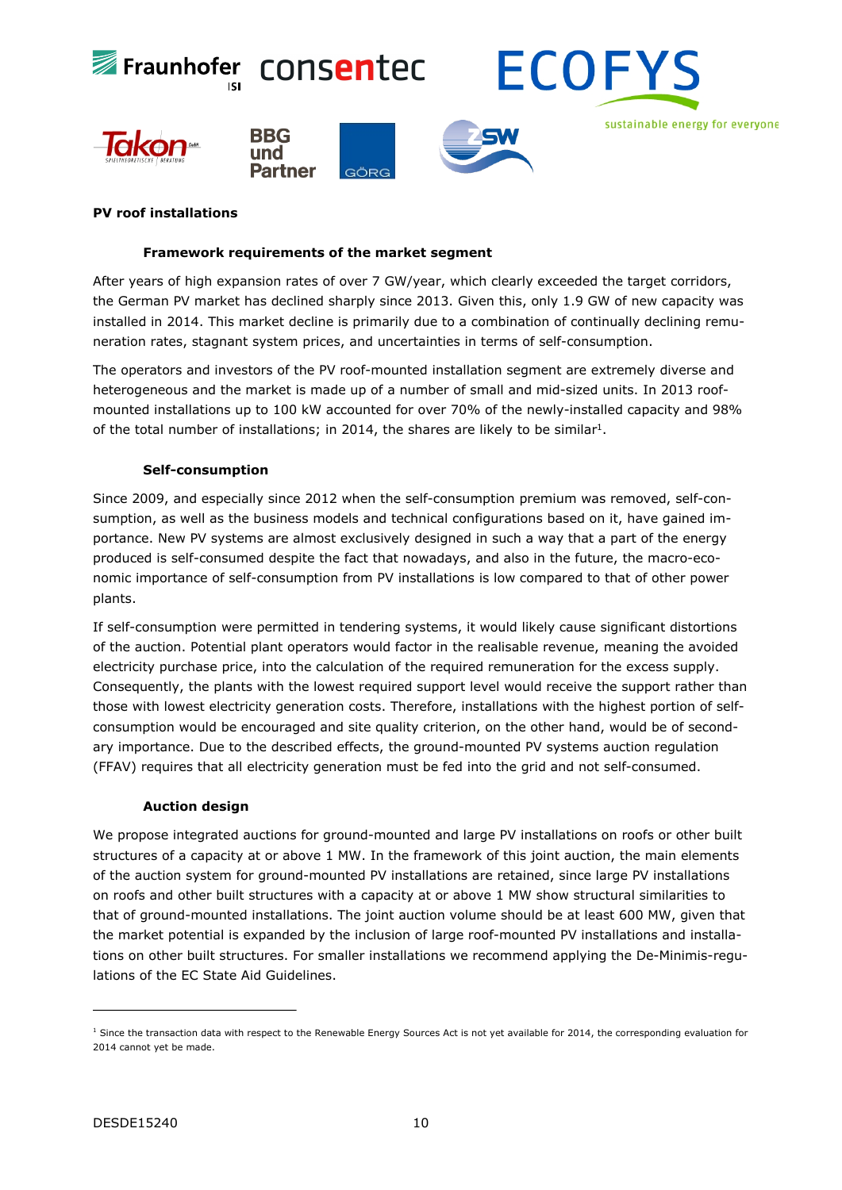**PV roof installations**

**Framework requirements of the market segment**

After years of high expansion rates of over 7 GW/year, which clearly exceeded the target corridors, the German PV market has declined sharply since 2013. Given this, only 1.9 GW of new capacity was installed in 2014. This market decline is primarily due to a combination of continually declining remuneration rates, stagnant system prices, and uncertainties in terms of self-consumption.

The operators and investors of the PV roof-mounted installation segment are extremely diverse and heterogeneous and the market is made up of a number of small and mid-sized units. In 2013 roof-mounted installations up to 100 kW accounted for over 70% of the newly-installed capacity and 98% of the total number of installations; in 2014, the shares are likely to be similar[1].

**Self-consumption**

Since 2009, and especially since 2012 when the self-consumption premium was removed, self-consumption, as well as the business models and technical configurations based on it, have gained importance. New PV systems are almost exclusively designed in such a way that a part of the energy produced is self-consumed despite the fact that nowadays, and also in the future, the macro-economic importance of self-consumption from PV installations is low compared to that of other power plants.

If self-consumption were permitted in tendering systems, it would likely cause significant distortions of the auction. Potential plant operators would factor in the realisable revenue, meaning the avoided electricity purchase price, into the calculation of the required remuneration for the excess supply. Consequently, the plants with the lowest required support level would receive the support rather than those with lowest electricity generation costs. Therefore, installations with the highest portion of self-consumption would be encouraged and site quality criterion, on the other hand, would be of secondary importance. Due to the described effects, the ground-mounted PV systems auction regulation (FFAV) requires that all electricity generation must be fed into the grid and not self-consumed.

**Auction design**

We propose integrated auctions for ground-mounted and large PV installations on roofs or other built structures of a capacity at or above 1 MW. In the framework of this joint auction, the main elements of the auction system for ground-mounted PV installations are retained, since large PV installations on roofs and other built structures with a capacity at or above 1 MW show structural similarities to that of ground-mounted installations. The joint auction volume should be at least 600 MW, given that the market potential is expanded by the inclusion of large roof-mounted PV installations and installations on other built structures. For smaller installations we recommend applying the De-Minimis-regulations of the EC State Aid Guidelines.

---

[1] Since the transaction data with respect to the Renewable Energy Sources Act is not yet available for 2014, the corresponding evaluation for 2014 cannot yet be made.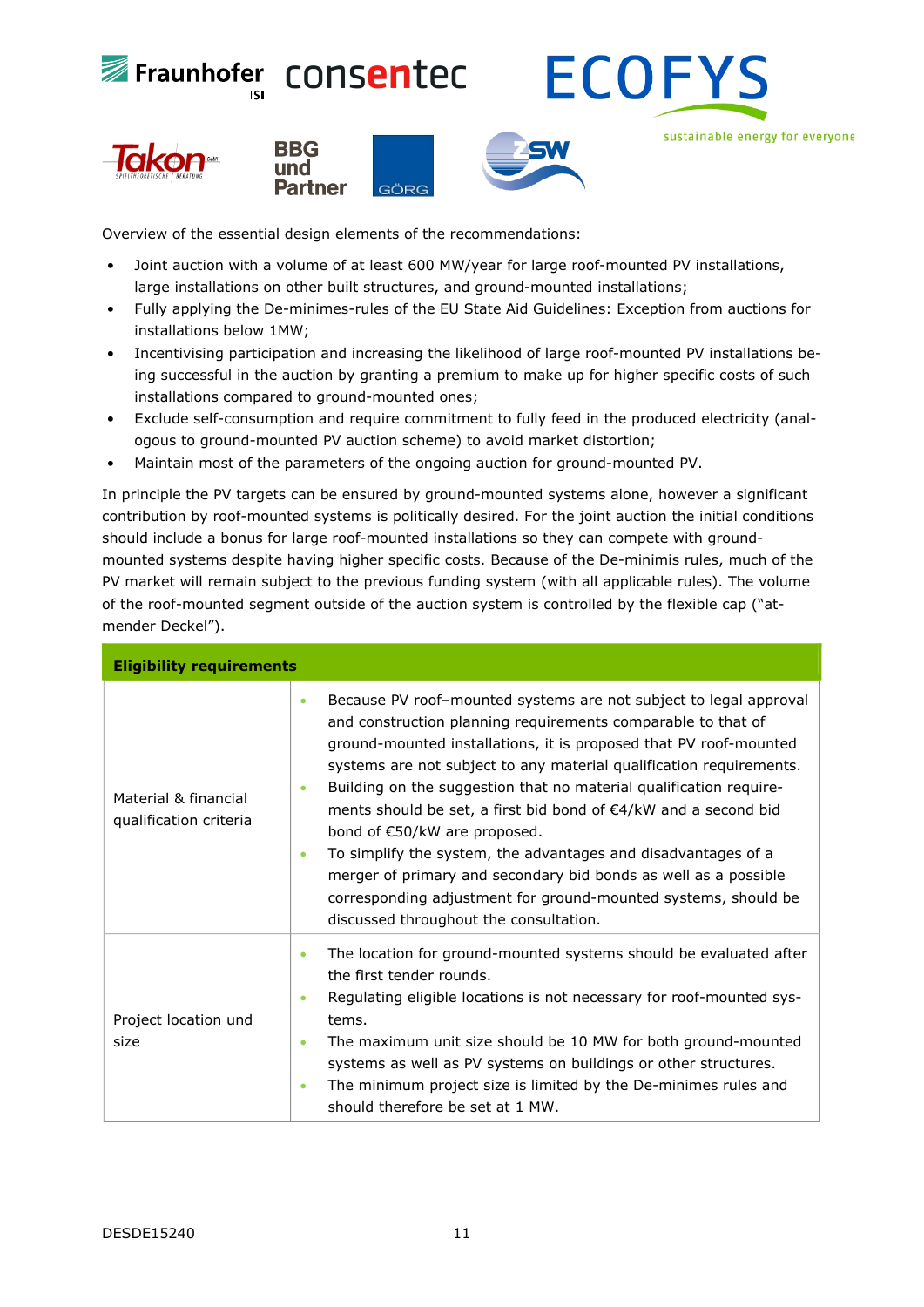Overview of the essential design elements of the recommendations:

- Joint auction with a volume of at least 600 MW/year for large roof-mounted PV installations, large installations on other built structures, and ground-mounted installations;
- Fully applying the De-minimes-rules of the EU State Aid Guidelines: Exception from auctions for installations below 1MW;
- Incentivising participation and increasing the likelihood of large roof-mounted PV installations being successful in the auction by granting a premium to make up for higher specific costs of such installations compared to ground-mounted ones;
- Exclude self-consumption and require commitment to fully feed in the produced electricity (analogous to ground-mounted PV auction scheme) to avoid market distortion;
- Maintain most of the parameters of the ongoing auction for ground-mounted PV.

In principle the PV targets can be ensured by ground-mounted systems alone, however a significant contribution by roof-mounted systems is politically desired. For the joint auction the initial conditions should include a bonus for large roof-mounted installations so they can compete with ground-mounted systems despite having higher specific costs. Because of the De-minimis rules, much of the PV market will remain subject to the previous funding system (with all applicable rules). The volume of the roof-mounted segment outside of the auction system is controlled by the flexible cap ("atmender Deckel").

| **Eligibility requirements** | |
|---|---|
| Material & financial qualification criteria | • Because PV roof–mounted systems are not subject to legal approval and construction planning requirements comparable to that of ground-mounted installations, it is proposed that PV roof-mounted systems are not subject to any material qualification requirements.<br>• Building on the suggestion that no material qualification requirements should be set, a first bid bond of €4/kW and a second bid bond of €50/kW are proposed.<br>• To simplify the system, the advantages and disadvantages of a merger of primary and secondary bid bonds as well as a possible corresponding adjustment for ground-mounted systems, should be discussed throughout the consultation. |
| Project location und size | • The location for ground-mounted systems should be evaluated after the first tender rounds.<br>• Regulating eligible locations is not necessary for roof-mounted systems.<br>• The maximum unit size should be 10 MW for both ground-mounted systems as well as PV systems on buildings or other structures.<br>• The minimum project size is limited by the De-minimes rules and should therefore be set at 1 MW. |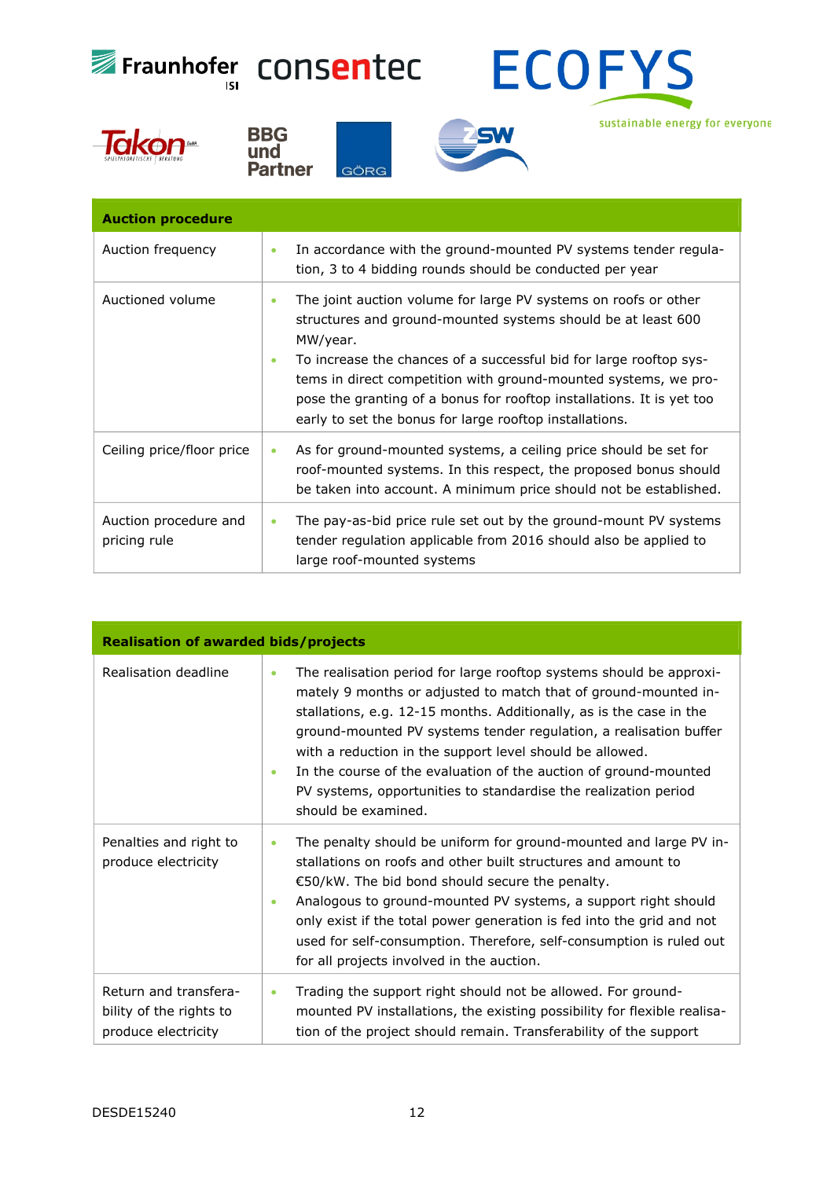| Auction procedure | |
|---|---|
| Auction frequency | • In accordance with the ground-mounted PV systems tender regulation, 3 to 4 bidding rounds should be conducted per year |
| Auctioned volume | • The joint auction volume for large PV systems on roofs or other structures and ground-mounted systems should be at least 600 MW/year.<br>• To increase the chances of a successful bid for large rooftop systems in direct competition with ground-mounted systems, we propose the granting of a bonus for rooftop installations. It is yet too early to set the bonus for large rooftop installations. |
| Ceiling price/floor price | • As for ground-mounted systems, a ceiling price should be set for roof-mounted systems. In this respect, the proposed bonus should be taken into account. A minimum price should not be established. |
| Auction procedure and pricing rule | • The pay-as-bid price rule set out by the ground-mount PV systems tender regulation applicable from 2016 should also be applied to large roof-mounted systems |

| Realisation of awarded bids/projects | |
|---|---|
| Realisation deadline | • The realisation period for large rooftop systems should be approximately 9 months or adjusted to match that of ground-mounted installations, e.g. 12-15 months. Additionally, as is the case in the ground-mounted PV systems tender regulation, a realisation buffer with a reduction in the support level should be allowed.<br>• In the course of the evaluation of the auction of ground-mounted PV systems, opportunities to standardise the realization period should be examined. |
| Penalties and right to produce electricity | • The penalty should be uniform for ground-mounted and large PV installations on roofs and other built structures and amount to €50/kW. The bid bond should secure the penalty.<br>• Analogous to ground-mounted PV systems, a support right should only exist if the total power generation is fed into the grid and not used for self-consumption. Therefore, self-consumption is ruled out for all projects involved in the auction. |
| Return and transferability of the rights to produce electricity | • Trading the support right should not be allowed. For ground-mounted PV installations, the existing possibility for flexible realisation of the project should remain. Transferability of the support |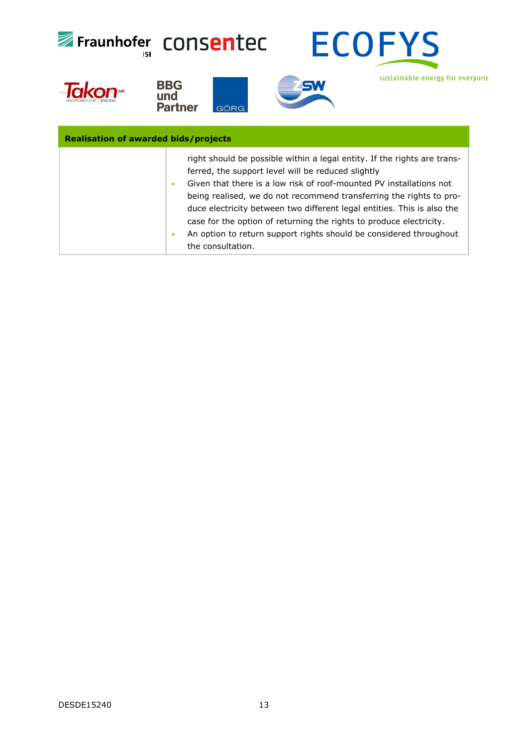| Realisation of awarded bids/projects | |
|---|---|
| | right should be possible within a legal entity. If the rights are transferred, the support level will be reduced slightly<br>• Given that there is a low risk of roof-mounted PV installations not being realised, we do not recommend transferring the rights to produce electricity between two different legal entities. This is also the case for the option of returning the rights to produce electricity.<br>• An option to return support rights should be considered throughout the consultation. |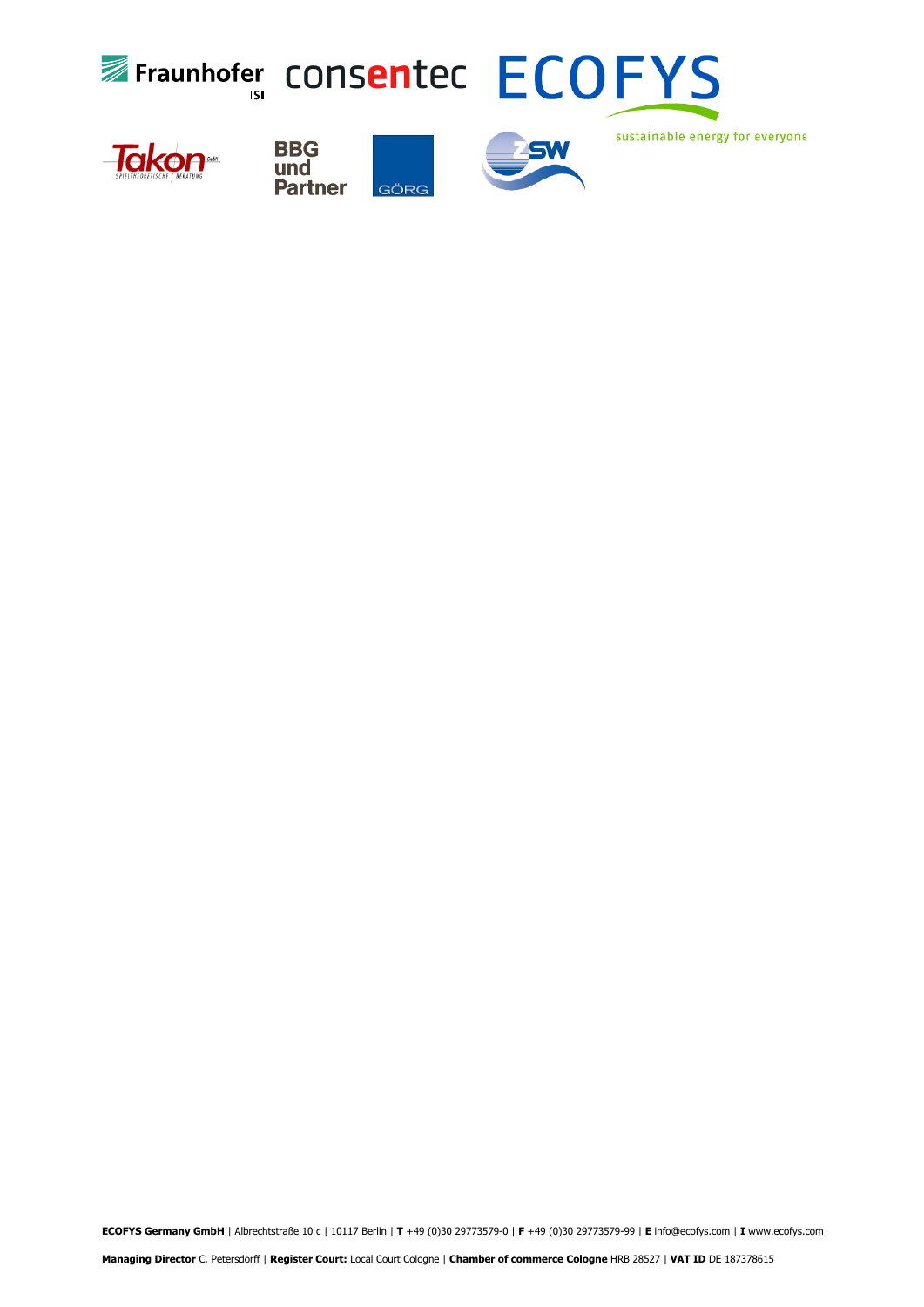sustainable energy for everyone

**ECOFYS Germany GmbH** | Albrechtstraße 10 c | 10117 Berlin | **T** +49 (0)30 29773579-0 | **F** +49 (0)30 29773579-99 | **E** info@ecofys.com | **I** www.ecofys.com

**Managing Director** C. Petersdorff | **Register Court:** Local Court Cologne | **Chamber of commerce Cologne** HRB 28527 | **VAT ID** DE 187378615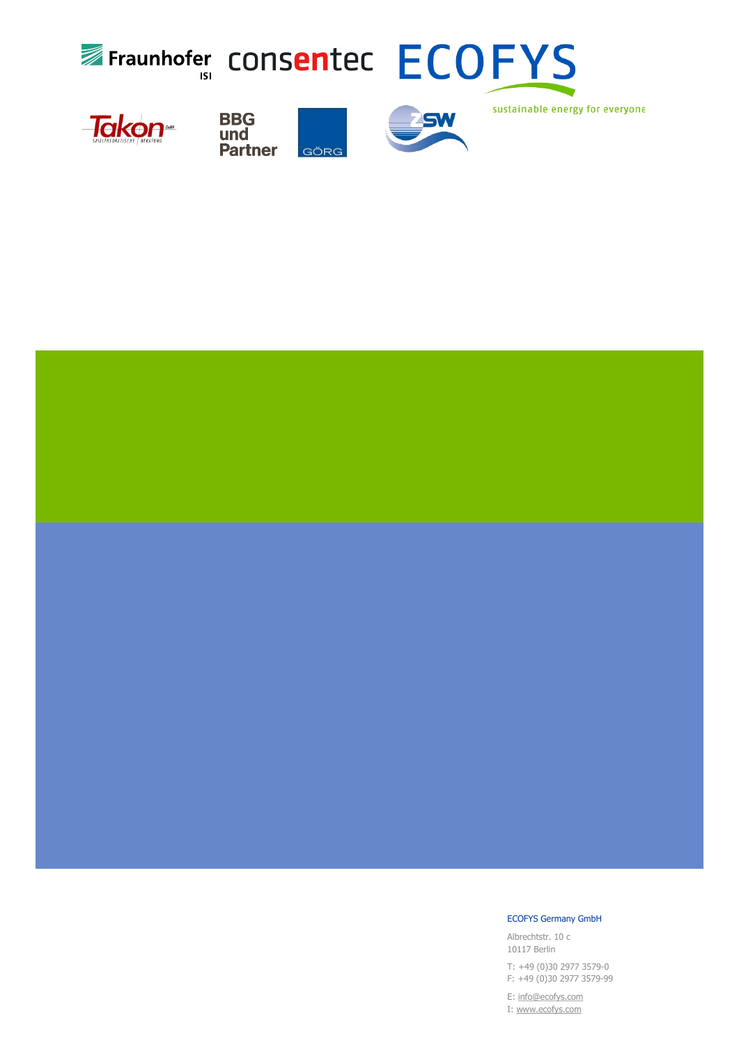Fraunhofer ISI consentec ECOFYS

sustainable energy for everyone

Takon GmbH

BBG und Partner

GÖRG

ZSW

ECOFYS Germany GmbH

Albrechtstr. 10 c
10117 Berlin

T: +49 (0)30 2977 3579-0
F: +49 (0)30 2977 3579-99

E: info@ecofys.com
I: www.ecofys.com